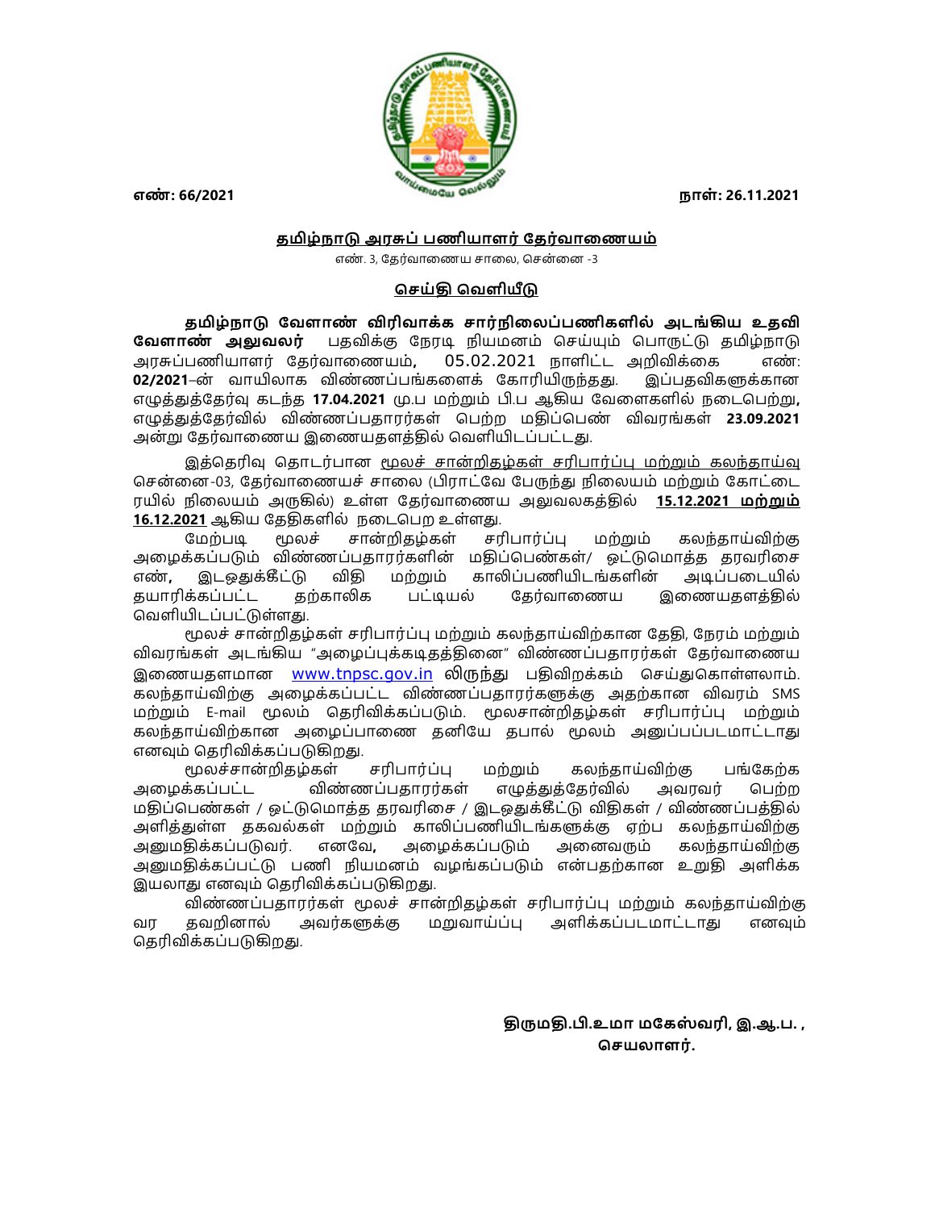**எண்: 66/2021** **நாள்: 26.11.2021**

**தமிழ்நாடு அரசுப் பணியாளர் தேர்வாணையம்**

எண். 3, தேர்வாணைய சாலை, சென்னை -3

**செய்தி வெளியீடு**

**தமிழ்நாடு வேளாண் விரிவாக்க சார்நிலைப்பணிகளில் அடங்கிய உதவி வேளாண் அலுவலர்** பதவிக்கு நேரடி நியமனம் செய்யும் பொருட்டு தமிழ்நாடு அரசுப்பணியாளர் தேர்வாணையம், 05.02.2021 நாளிட்ட அறிவிக்கை எண்: **02/2021**–ன் வாயிலாக விண்ணப்பங்களைக் கோரியிருந்தது. இப்பதவிகளுக்கான எழுத்துத்தேர்வு கடந்த **17.04.2021** மு.ப மற்றும் பி.ப ஆகிய வேளைகளில் நடைபெற்று**,** எழுத்துத்தேர்வில் விண்ணப்பதாரர்கள் பெற்ற மதிப்பெண் விவரங்கள் **23.09.2021** அன்று தேர்வாணைய இணையதளத்தில் வெளியிடப்பட்டது.

இத்தெரிவு தொடர்பான மூலச் சான்றிதழ்கள் சரிபார்ப்பு மற்றும் கலந்தாய்வு சென்னை-03, தேர்வாணையச் சாலை (பிராட்வே பேருந்து நிலையம் மற்றும் கோட்டை ரயில் நிலையம் அருகில்) உள்ள தேர்வாணைய அலுவலகத்தில் **15.12.2021 மற்றும் 16.12.2021** ஆகிய தேதிகளில் நடைபெற உள்ளது.

மேற்படி மூலச் சான்றிதழ்கள் சரிபார்ப்பு மற்றும் கலந்தாய்விற்கு அழைக்கப்படும் விண்ணப்பதாரர்களின் மதிப்பெண்கள்/ ஒட்டுமொத்த தரவரிசை எண்**,** இடஒதுக்கீட்டு விதி மற்றும் காலிப்பணியிடங்களின் அடிப்படையில் தயாரிக்கப்பட்ட தற்காலிக பட்டியல் தேர்வாணைய இணையதளத்தில் வெளியிடப்பட்டுள்ளது.

மூலச் சான்றிதழ்கள் சரிபார்ப்பு மற்றும் கலந்தாய்விற்கான தேதி, நேரம் மற்றும் விவரங்கள் அடங்கிய "அழைப்புக்கடிதத்தினை" விண்ணப்பதாரர்கள் தேர்வாணைய இணையதளமான www.tnpsc.gov.in லிருந்து பதிவிறக்கம் செய்துகொள்ளலாம். கலந்தாய்விற்கு அழைக்கப்பட்ட விண்ணப்பதாரர்களுக்கு அதற்கான விவரம் SMS மற்றும் E-mail மூலம் தெரிவிக்கப்படும். மூலசான்றிதழ்கள் சரிபார்ப்பு மற்றும் கலந்தாய்விற்கான அழைப்பாணை தனியே தபால் மூலம் அனுப்பப்படமாட்டாது எனவும் தெரிவிக்கப்படுகிறது.

மூலச்சான்றிதழ்கள் சரிபார்ப்பு மற்றும் கலந்தாய்விற்கு பங்கேற்க அழைக்கப்பட்ட விண்ணப்பதாரர்கள் எழுத்துத்தேர்வில் அவரவர் பெற்ற மதிப்பெண்கள் / ஒட்டுமொத்த தரவரிசை / இடஒதுக்கீட்டு விதிகள் / விண்ணப்பத்தில் அளித்துள்ள தகவல்கள் மற்றும் காலிப்பணியிடங்களுக்கு ஏற்ப கலந்தாய்விற்கு அனுமதிக்கப்படுவர். எனவே**,** அழைக்கப்படும் அனைவரும் கலந்தாய்விற்கு அனுமதிக்கப்பட்டு பணி நியமனம் வழங்கப்படும் என்பதற்கான உறுதி அளிக்க இயலாது எனவும் தெரிவிக்கப்படுகிறது.

விண்ணப்பதாரர்கள் மூலச் சான்றிதழ்கள் சரிபார்ப்பு மற்றும் கலந்தாய்விற்கு வர தவறினால் அவர்களுக்கு மறுவாய்ப்பு அளிக்கப்படமாட்டாது எனவும் தெரிவிக்கப்படுகிறது.

**திருமதி.பி.உமா மகேஸ்வரி, இ.ஆ.ப. ,**
**செயலாளர்.**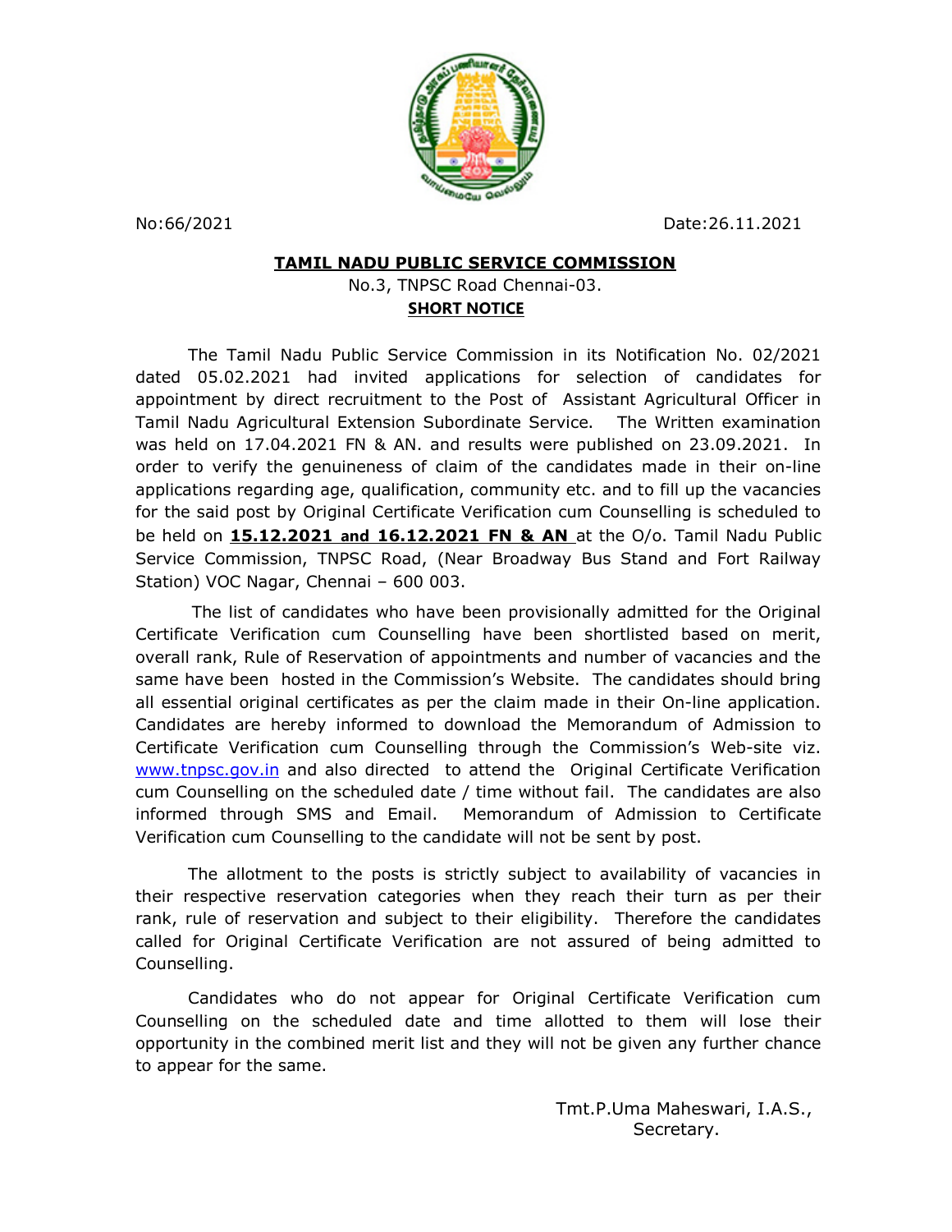No:66/2021 Date:26.11.2021

**TAMIL NADU PUBLIC SERVICE COMMISSION**

No.3, TNPSC Road Chennai-03.

**SHORT NOTICE**

The Tamil Nadu Public Service Commission in its Notification No. 02/2021 dated 05.02.2021 had invited applications for selection of candidates for appointment by direct recruitment to the Post of Assistant Agricultural Officer in Tamil Nadu Agricultural Extension Subordinate Service. The Written examination was held on 17.04.2021 FN & AN. and results were published on 23.09.2021. In order to verify the genuineness of claim of the candidates made in their on-line applications regarding age, qualification, community etc. and to fill up the vacancies for the said post by Original Certificate Verification cum Counselling is scheduled to be held on **15.12.2021 and 16.12.2021 FN & AN** at the O/o. Tamil Nadu Public Service Commission, TNPSC Road, (Near Broadway Bus Stand and Fort Railway Station) VOC Nagar, Chennai – 600 003.

The list of candidates who have been provisionally admitted for the Original Certificate Verification cum Counselling have been shortlisted based on merit, overall rank, Rule of Reservation of appointments and number of vacancies and the same have been hosted in the Commission's Website. The candidates should bring all essential original certificates as per the claim made in their On-line application. Candidates are hereby informed to download the Memorandum of Admission to Certificate Verification cum Counselling through the Commission's Web-site viz. www.tnpsc.gov.in and also directed to attend the Original Certificate Verification cum Counselling on the scheduled date / time without fail. The candidates are also informed through SMS and Email. Memorandum of Admission to Certificate Verification cum Counselling to the candidate will not be sent by post.

The allotment to the posts is strictly subject to availability of vacancies in their respective reservation categories when they reach their turn as per their rank, rule of reservation and subject to their eligibility. Therefore the candidates called for Original Certificate Verification are not assured of being admitted to Counselling.

Candidates who do not appear for Original Certificate Verification cum Counselling on the scheduled date and time allotted to them will lose their opportunity in the combined merit list and they will not be given any further chance to appear for the same.

Tmt.P.Uma Maheswari, I.A.S.,
Secretary.